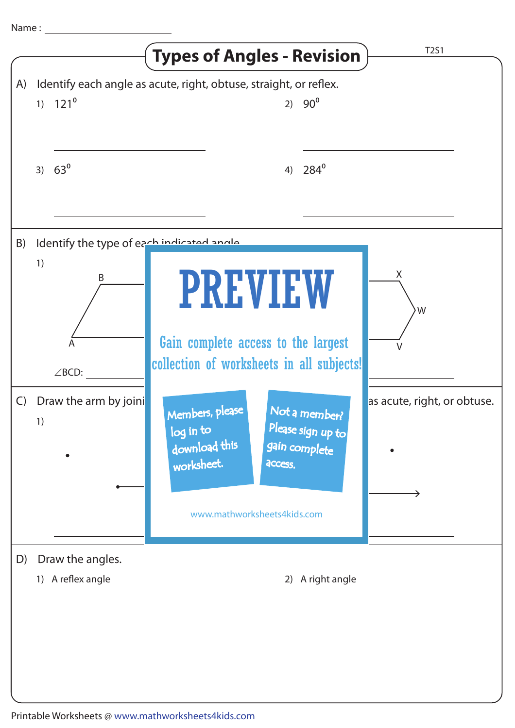Name : ____________________

# Types of Angles - Revision

T2S1

A) Identify each angle as acute, right, obtuse, straight, or reflex.

1) $121^0$ ____________________

2) $90^0$ ____________________

3) $63^0$ ____________________

4) $284^0$ ____________________

B) Identify the type of each indicated angle.

1)

B

A

$\angle$BCD: ____________________

X

W

V

____________________

C) Draw the arm by joini... as acute, right, or obtuse.

1)

____________________

____________________

PREVIEW

Gain complete access to the largest collection of worksheets in all subjects!

Members, please log in to download this worksheet.

Not a member? Please sign up to gain complete access.

www.mathworksheets4kids.com

D) Draw the angles.

1) A reflex angle

2) A right angle

Printable Worksheets @ www.mathworksheets4kids.com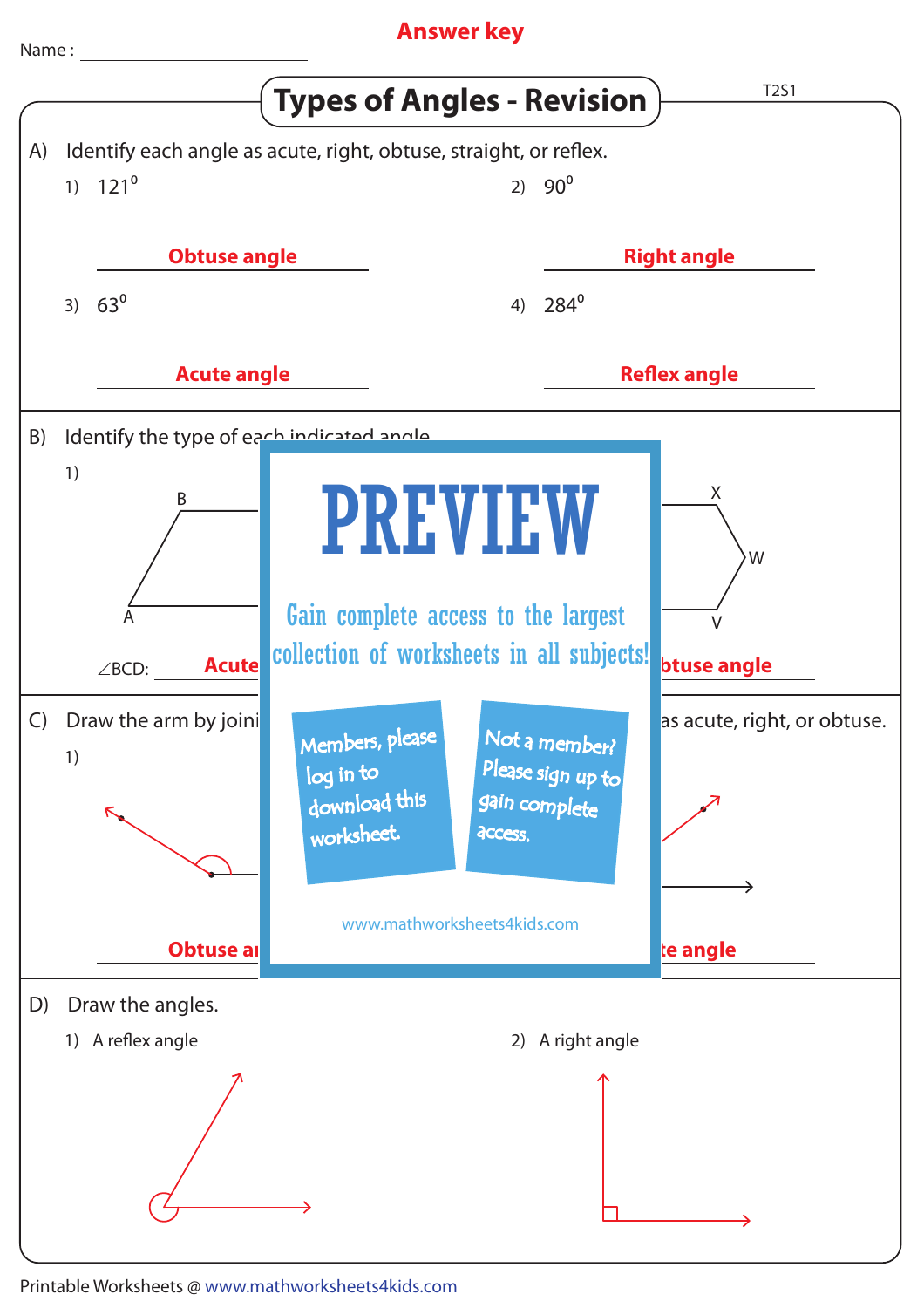Answer key

Name : ____________________

# Types of Angles - Revision

T2S1

A) Identify each angle as acute, right, obtuse, straight, or reflex.

1) $121^0$

**Obtuse angle**

2) $90^0$

**Right angle**

3) $63^0$

**Acute angle**

4) $284^0$

**Reflex angle**

B) Identify the type of each indicated angle.

1)

B

A

∠BCD: **Acute**

X

W

V

**btuse angle**

C) Draw the arm by joini

as acute, right, or obtuse.

1)

**Obtuse a**

**te angle**

PREVIEW

Gain complete access to the largest collection of worksheets in all subjects!

Members, please log in to download this worksheet.

Not a member? Please sign up to gain complete access.

www.mathworksheets4kids.com

D) Draw the angles.

1) A reflex angle

2) A right angle